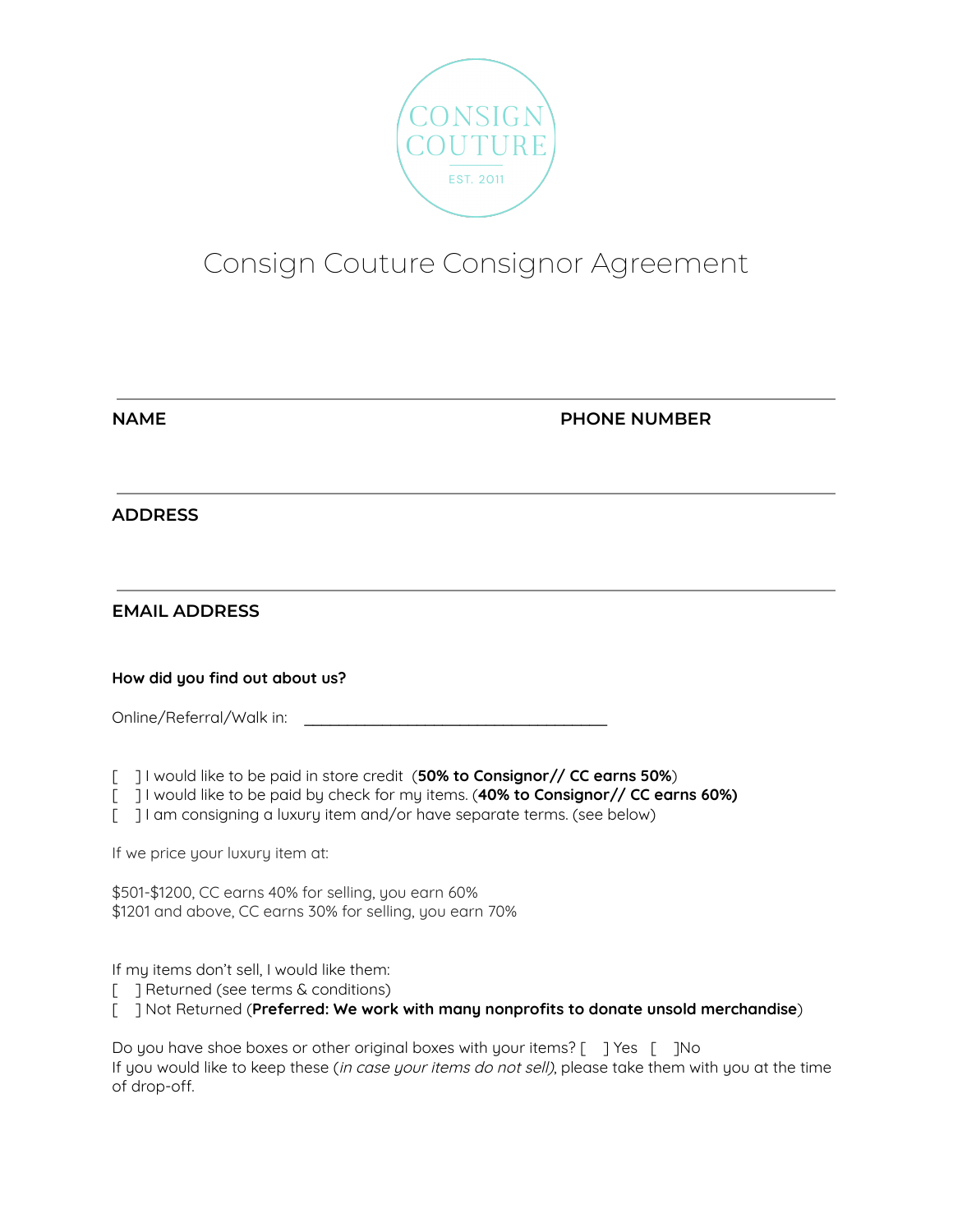CONSIGN COUTURE

EST. 2011

# Consign Couture Consignor Agreement

**NAME** **PHONE NUMBER**

**ADDRESS**

**EMAIL ADDRESS**

**How did you find out about us?**

Online/Referral/Walk in: ______________________________________

[ ] I would like to be paid in store credit (**50% to Consignor// CC earns 50%**)
[ ] I would like to be paid by check for my items. (**40% to Consignor// CC earns 60%)**
[ ] I am consigning a luxury item and/or have separate terms. (see below)

If we price your luxury item at:

$501-$1200, CC earns 40% for selling, you earn 60%
$1201 and above, CC earns 30% for selling, you earn 70%

If my items don't sell, I would like them:
[ ] Returned (see terms & conditions)
[ ] Not Returned (**Preferred: We work with many nonprofits to donate unsold merchandise**)

Do you have shoe boxes or other original boxes with your items? [ ] Yes [ ]No
If you would like to keep these (*in case your items do not sell*), please take them with you at the time of drop-off.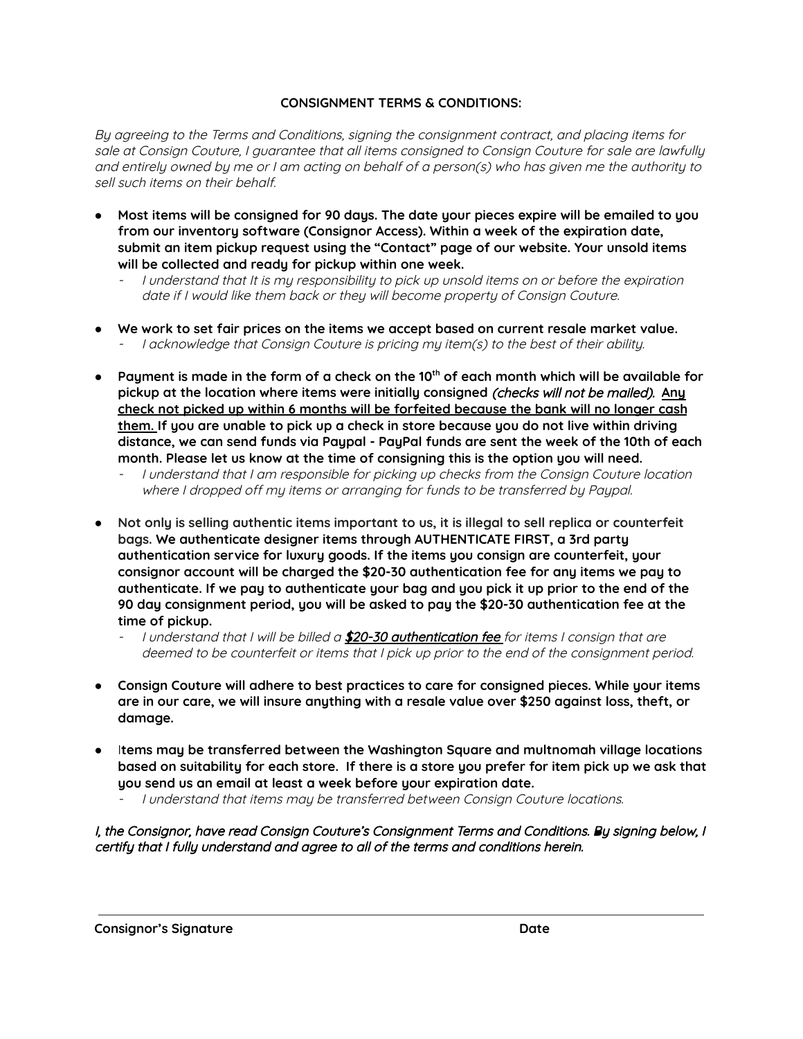**CONSIGNMENT TERMS & CONDITIONS:**

*By agreeing to the Terms and Conditions, signing the consignment contract, and placing items for sale at Consign Couture, I guarantee that all items consigned to Consign Couture for sale are lawfully and entirely owned by me or I am acting on behalf of a person(s) who has given me the authority to sell such items on their behalf.*

- **Most items will be consigned for 90 days. The date your pieces expire will be emailed to you from our inventory software (Consignor Access). Within a week of the expiration date, submit an item pickup request using the "Contact" page of our website. Your unsold items will be collected and ready for pickup within one week.**
  - *I understand that It is my responsibility to pick up unsold items on or before the expiration date if I would like them back or they will become property of Consign Couture.*

- **We work to set fair prices on the items we accept based on current resale market value.**
  - *I acknowledge that Consign Couture is pricing my item(s) to the best of their ability.*

- **Payment is made in the form of a check on the 10th of each month which will be available for pickup at the location where items were initially consigned** *(checks will not be mailed).* **<u>Any check not picked up within 6 months will be forfeited because the bank will no longer cash them.</u> If you are unable to pick up a check in store because you do not live within driving distance, we can send funds via Paypal - PayPal funds are sent the week of the 10th of each month. Please let us know at the time of consigning this is the option you will need.**
  - *I understand that I am responsible for picking up checks from the Consign Couture location where I dropped off my items or arranging for funds to be transferred by Paypal.*

- **Not only is selling authentic items important to us, it is illegal to sell replica or counterfeit bags. We authenticate designer items through AUTHENTICATE FIRST, a 3rd party authentication service for luxury goods. If the items you consign are counterfeit, your consignor account will be charged the $20-30 authentication fee for any items we pay to authenticate. If we pay to authenticate your bag and you pick it up prior to the end of the 90 day consignment period, you will be asked to pay the $20-30 authentication fee at the time of pickup.**
  - *I understand that I will be billed a* ***<u>$20-30 authentication fee</u>*** *for items I consign that are deemed to be counterfeit or items that I pick up prior to the end of the consignment period.*

- **Consign Couture will adhere to best practices to care for consigned pieces. While your items are in our care, we will insure anything with a resale value over $250 against loss, theft, or damage.**

- **Items may be transferred between the Washington Square and multnomah village locations based on suitability for each store. If there is a store you prefer for item pick up we ask that you send us an email at least a week before your expiration date.**
  - *I understand that items may be transferred between Consign Couture locations.*

*I, the Consignor, have read Consign Couture's Consignment Terms and Conditions. By signing below, I certify that I fully understand and agree to all of the terms and conditions herein.*

**Consignor's Signature** **Date**